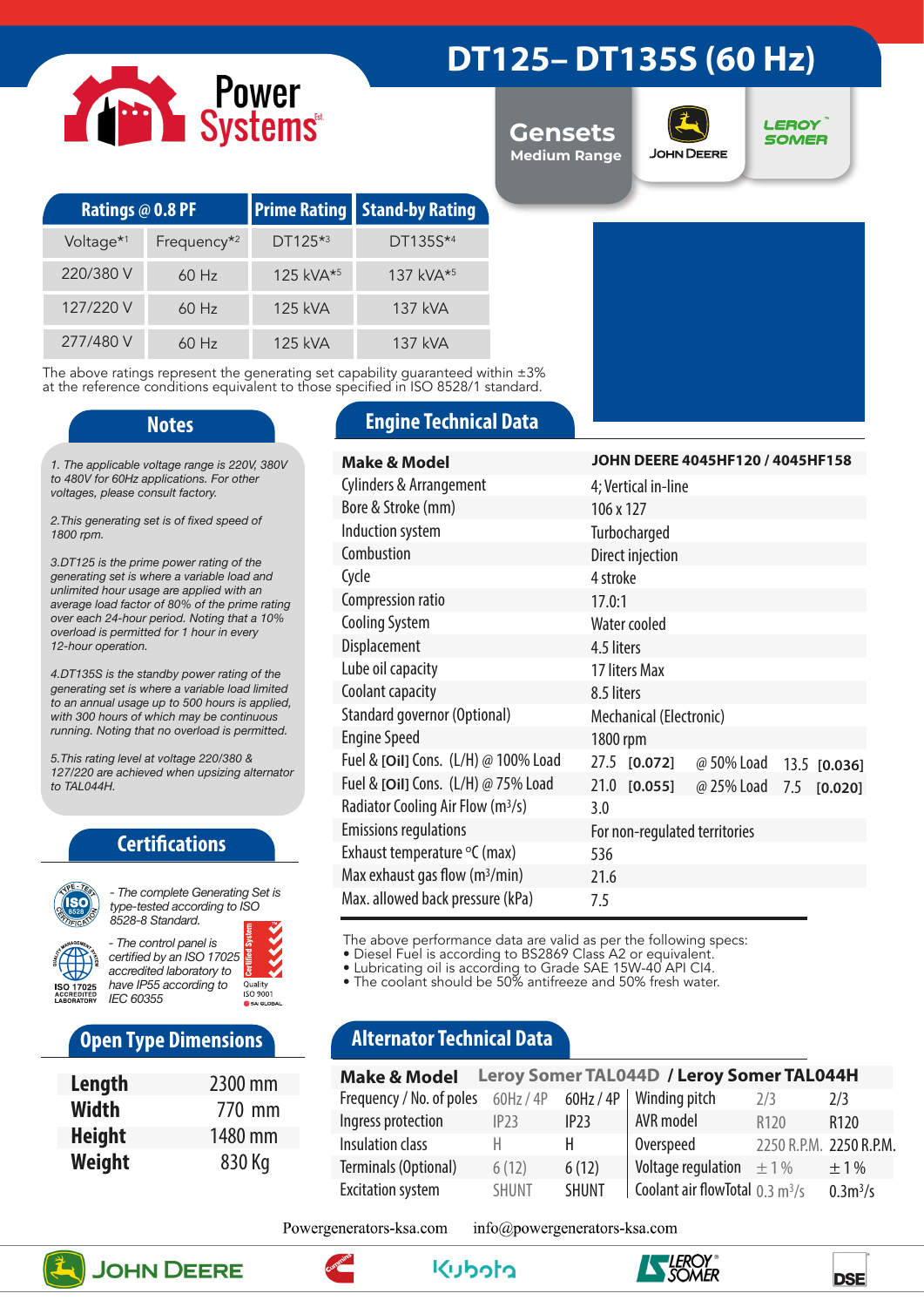# DT125– DT135S (60 Hz)

Power Systems

**Gensets** Medium Range

JOHN DEERE

LEROY SOMER

| Ratings @ 0.8 PF | | Prime Rating | Stand-by Rating |
|---|---|---|---|
| Voltage[*1] | Frequency[*2] | DT125[*3] | DT135S[*4] |
| 220/380 V | 60 Hz | 125 kVA[*5] | 137 kVA[*5] |
| 127/220 V | 60 Hz | 125 kVA | 137 kVA |
| 277/480 V | 60 Hz | 125 kVA | 137 kVA |

The above ratings represent the generating set capability guaranteed within ±3% at the reference conditions equivalent to those specified in ISO 8528/1 standard.

## Notes

*1. The applicable voltage range is 220V, 380V to 480V for 60Hz applications. For other voltages, please consult factory.*

*2.This generating set is of fixed speed of 1800 rpm.*

*3.DT125 is the prime power rating of the generating set is where a variable load and unlimited hour usage are applied with an average load factor of 80% of the prime rating over each 24-hour period. Noting that a 10% overload is permitted for 1 hour in every 12-hour operation.*

*4.DT135S is the standby power rating of the generating set is where a variable load limited to an annual usage up to 500 hours is applied, with 300 hours of which may be continuous running. Noting that no overload is permitted.*

*5.This rating level at voltage 220/380 & 127/220 are achieved when upsizing alternator to TAL044H.*

## Certifications

*- The complete Generating Set is type-tested according to ISO 8528-8 Standard.*

*- The control panel is certified by an ISO 17025 accredited laboratory to have IP55 according to IEC 60355*

## Open Type Dimensions

| | |
|---|---|
| **Length** | 2300 mm |
| **Width** | 770 mm |
| **Height** | 1480 mm |
| **Weight** | 830 Kg |

## Engine Technical Data

| **Make & Model** | **JOHN DEERE 4045HF120 / 4045HF158** | | | |
|---|---|---|---|---|
| Cylinders & Arrangement | 4; Vertical in-line | | | |
| Bore & Stroke (mm) | 106 x 127 | | | |
| Induction system | Turbocharged | | | |
| Combustion | Direct injection | | | |
| Cycle | 4 stroke | | | |
| Compression ratio | 17.0:1 | | | |
| Cooling System | Water cooled | | | |
| Displacement | 4.5 liters | | | |
| Lube oil capacity | 17 liters Max | | | |
| Coolant capacity | 8.5 liters | | | |
| Standard governor (Optional) | Mechanical (Electronic) | | | |
| Engine Speed | 1800 rpm | | | |
| Fuel & [Oil] Cons. (L/H) @ 100% Load | 27.5 [0.072] | @ 50% Load | 13.5 [0.036] | |
| Fuel & [Oil] Cons. (L/H) @ 75% Load | 21.0 [0.055] | @ 25% Load | 7.5 [0.020] | |
| Radiator Cooling Air Flow ($m^3/s$) | 3.0 | | | |
| Emissions regulations | For non-regulated territories | | | |
| Exhaust temperature °C (max) | 536 | | | |
| Max exhaust gas flow ($m^3/min$) | 21.6 | | | |
| Max. allowed back pressure (kPa) | 7.5 | | | |

The above performance data are valid as per the following specs:
- Diesel Fuel is according to BS2869 Class A2 or equivalent.
- Lubricating oil is according to Grade SAE 15W-40 API CI4.
- The coolant should be 50% antifreeze and 50% fresh water.

## Alternator Technical Data

| **Make & Model** | **Leroy Somer TAL044D** | **/ Leroy Somer TAL044H** | | | |
|---|---|---|---|---|---|
| Frequency / No. of poles | 60Hz / 4P | 60Hz / 4P | Winding pitch | 2/3 | 2/3 |
| Ingress protection | IP23 | IP23 | AVR model | R120 | R120 |
| Insulation class | H | H | Overspeed | 2250 R.P.M. | 2250 R.P.M. |
| Terminals (Optional) | 6 (12) | 6 (12) | Voltage regulation | ± 1 % | ± 1 % |
| Excitation system | SHUNT | SHUNT | Coolant air flowTotal | 0.3 $m^3/s$ | 0.3$m^3/s$ |

Powergenerators-ksa.com info@powergenerators-ksa.com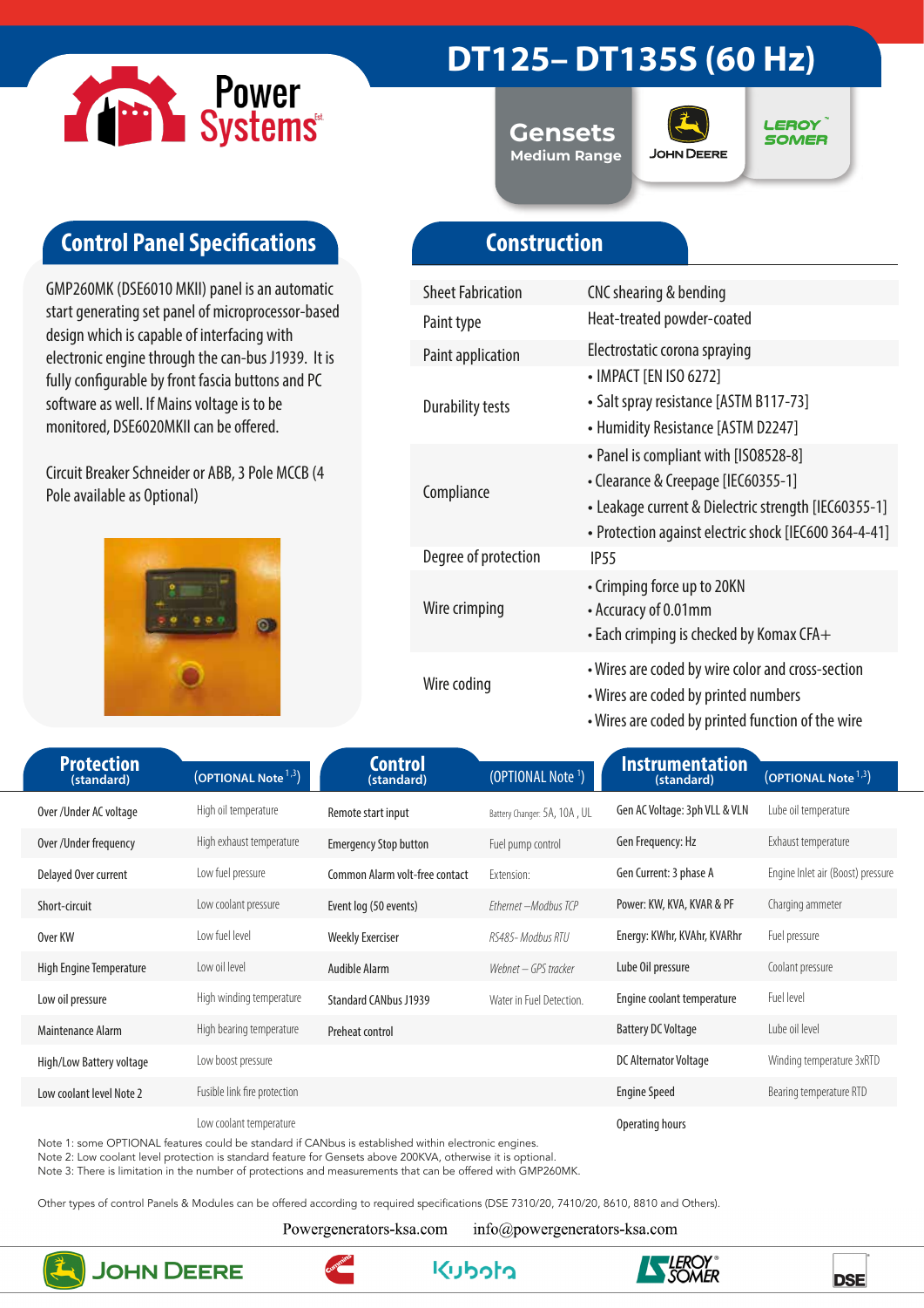# DT125– DT135S (60 Hz)

Gensets
Medium Range

## Control Panel Specifications

GMP260MK (DSE6010 MKII) panel is an automatic start generating set panel of microprocessor-based design which is capable of interfacing with electronic engine through the can-bus J1939. It is fully configurable by front fascia buttons and PC software as well. If Mains voltage is to be monitored, DSE6020MKII can be offered.

Circuit Breaker Schneider or ABB, 3 Pole MCCB (4 Pole available as Optional)

## Construction

| | |
|---|---|
| Sheet Fabrication | CNC shearing & bending |
| Paint type | Heat-treated powder-coated |
| Paint application | Electrostatic corona spraying |
| Durability tests | • IMPACT [EN ISO 6272]<br>• Salt spray resistance [ASTM B117-73]<br>• Humidity Resistance [ASTM D2247] |
| Compliance | • Panel is compliant with [IS08528-8]<br>• Clearance & Creepage [IEC60355-1]<br>• Leakage current & Dielectric strength [IEC60355-1]<br>• Protection against electric shock [IEC600 364-4-41] |
| Degree of protection | IP55 |
| Wire crimping | • Crimping force up to 20KN<br>• Accuracy of 0.01mm<br>• Each crimping is checked by Komax CFA+ |
| Wire coding | • Wires are coded by wire color and cross-section<br>• Wires are coded by printed numbers<br>• Wires are coded by printed function of the wire |

| Protection (standard) | (OPTIONAL Note [1,3]) | Control (standard) | (OPTIONAL Note [1]) | Instrumentation (standard) | (OPTIONAL Note [1,3]) |
|---|---|---|---|---|---|
| Over /Under AC voltage | High oil temperature | Remote start input | Battery Changer: 5A, 10A , UL | Gen AC Voltage: 3ph VLL & VLN | Lube oil temperature |
| Over /Under frequency | High exhaust temperature | Emergency Stop button | Fuel pump control | Gen Frequency: Hz | Exhaust temperature |
| Delayed Over current | Low fuel pressure | Common Alarm volt-free contact | Extension: | Gen Current: 3 phase A | Engine Inlet air (Boost) pressure |
| Short-circuit | Low coolant pressure | Event log (50 events) | *Ethernet –Modbus TCP* | Power: KW, KVA, KVAR & PF | Charging ammeter |
| Over KW | Low fuel level | Weekly Exerciser | *RS485- Modbus RTU* | Energy: KWhr, KVAhr, KVARhr | Fuel pressure |
| High Engine Temperature | Low oil level | Audible Alarm | *Webnet – GPS tracker* | Lube Oil pressure | Coolant pressure |
| Low oil pressure | High winding temperature | Standard CANbus J1939 | Water in Fuel Detection. | Engine coolant temperature | Fuel level |
| Maintenance Alarm | High bearing temperature | Preheat control | | Battery DC Voltage | Lube oil level |
| High/Low Battery voltage | Low boost pressure | | | DC Alternator Voltage | Winding temperature 3xRTD |
| Low coolant level Note 2 | Fusible link fire protection | | | Engine Speed | Bearing temperature RTD |
| | Low coolant temperature | | | Operating hours | |

Note 1: some OPTIONAL features could be standard if CANbus is established within electronic engines.
Note 2: Low coolant level protection is standard feature for Gensets above 200KVA, otherwise it is optional.
Note 3: There is limitation in the number of protections and measurements that can be offered with GMP260MK.

Other types of control Panels & Modules can be offered according to required specifications (DSE 7310/20, 7410/20, 8610, 8810 and Others).

Powergenerators-ksa.com info@powergenerators-ksa.com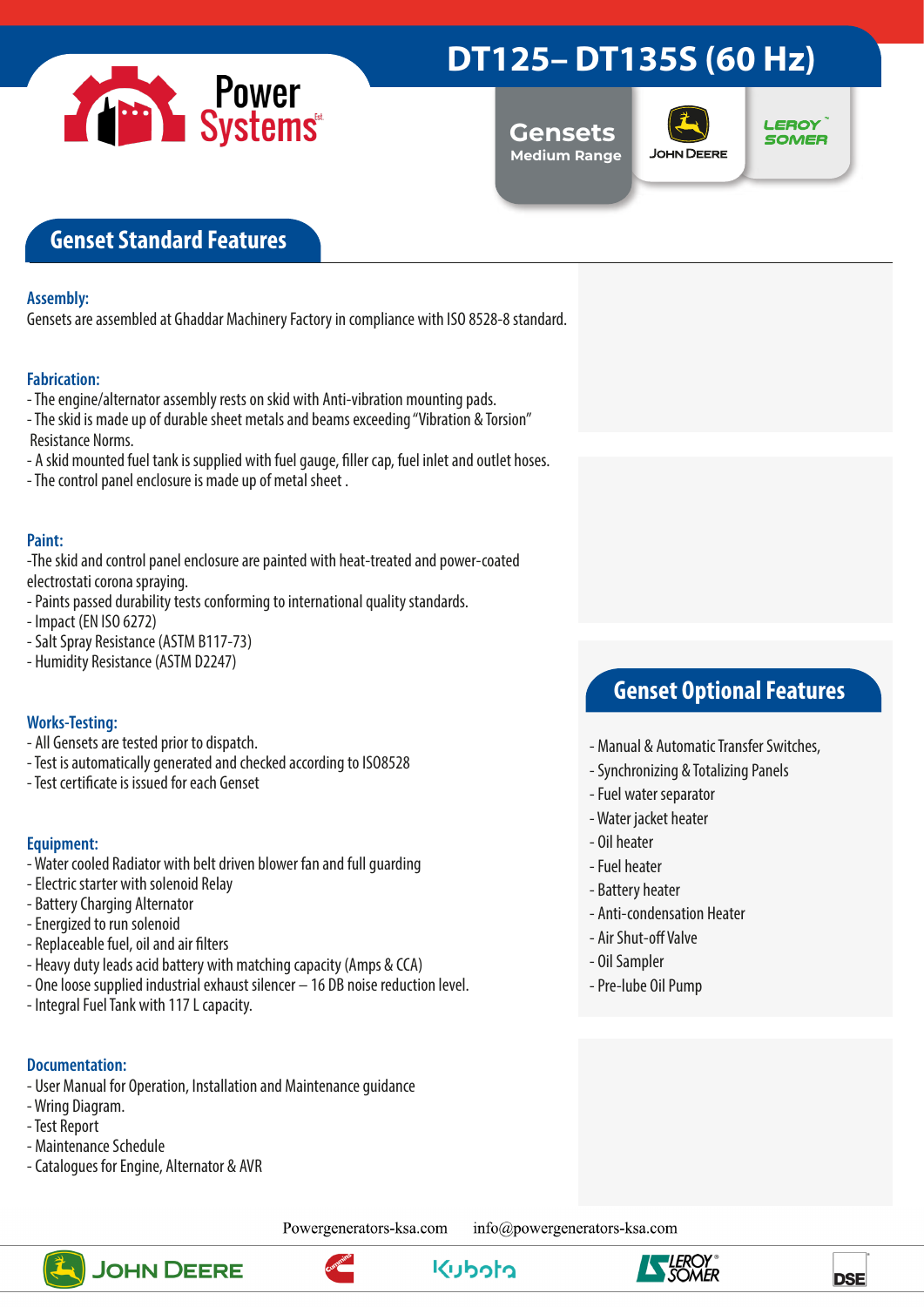# DT125– DT135S (60 Hz)

Gensets
Medium Range

## Genset Standard Features

**Assembly:**
Gensets are assembled at Ghaddar Machinery Factory in compliance with ISO 8528-8 standard.

**Fabrication:**
- The engine/alternator assembly rests on skid with Anti-vibration mounting pads.
- The skid is made up of durable sheet metals and beams exceeding "Vibration & Torsion" Resistance Norms.
- A skid mounted fuel tank is supplied with fuel gauge, filler cap, fuel inlet and outlet hoses.
- The control panel enclosure is made up of metal sheet .

**Paint:**
-The skid and control panel enclosure are painted with heat-treated and power-coated electrostati corona spraying.
- Paints passed durability tests conforming to international quality standards.
- Impact (EN ISO 6272)
- Salt Spray Resistance (ASTM B117-73)
- Humidity Resistance (ASTM D2247)

**Works-Testing:**
- All Gensets are tested prior to dispatch.
- Test is automatically generated and checked according to IS08528
- Test certificate is issued for each Genset

**Equipment:**
- Water cooled Radiator with belt driven blower fan and full guarding
- Electric starter with solenoid Relay
- Battery Charging Alternator
- Energized to run solenoid
- Replaceable fuel, oil and air filters
- Heavy duty leads acid battery with matching capacity (Amps & CCA)
- One loose supplied industrial exhaust silencer – 16 DB noise reduction level.
- Integral Fuel Tank with 117 L capacity.

**Documentation:**
- User Manual for Operation, Installation and Maintenance guidance
- Wring Diagram.
- Test Report
- Maintenance Schedule
- Catalogues for Engine, Alternator & AVR

## Genset Optional Features

- Manual & Automatic Transfer Switches,
- Synchronizing & Totalizing Panels
- Fuel water separator
- Water jacket heater
- Oil heater
- Fuel heater
- Battery heater
- Anti-condensation Heater
- Air Shut-off Valve
- Oil Sampler
- Pre-lube Oil Pump

Powergenerators-ksa.com info@powergenerators-ksa.com